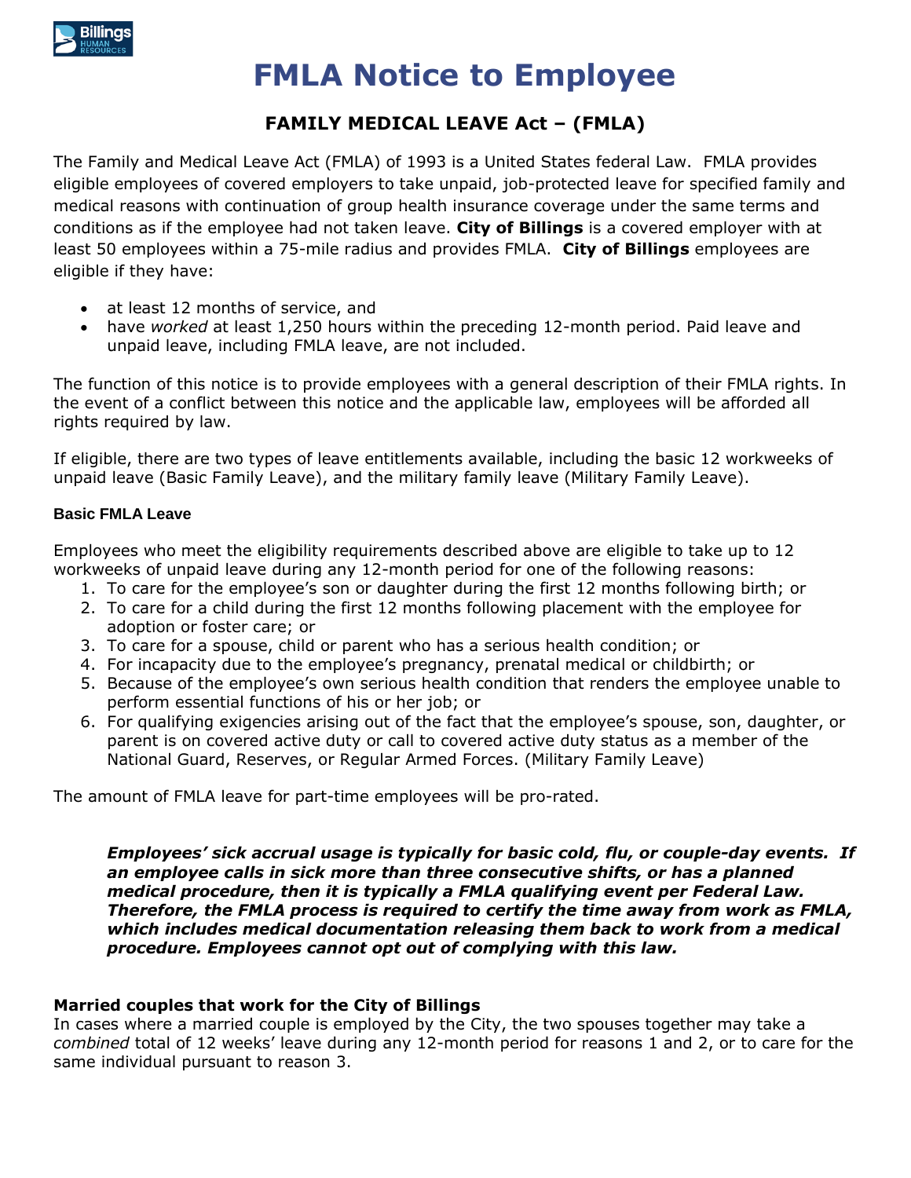# FMLA Notice to Employee

## FAMILY MEDICAL LEAVE Act – (FMLA)

The Family and Medical Leave Act (FMLA) of 1993 is a United States federal Law. FMLA provides eligible employees of covered employers to take unpaid, job-protected leave for specified family and medical reasons with continuation of group health insurance coverage under the same terms and conditions as if the employee had not taken leave. **City of Billings** is a covered employer with at least 50 employees within a 75-mile radius and provides FMLA. **City of Billings** employees are eligible if they have:

- at least 12 months of service, and
- have *worked* at least 1,250 hours within the preceding 12-month period. Paid leave and unpaid leave, including FMLA leave, are not included.

The function of this notice is to provide employees with a general description of their FMLA rights. In the event of a conflict between this notice and the applicable law, employees will be afforded all rights required by law.

If eligible, there are two types of leave entitlements available, including the basic 12 workweeks of unpaid leave (Basic Family Leave), and the military family leave (Military Family Leave).

#### Basic FMLA Leave

Employees who meet the eligibility requirements described above are eligible to take up to 12 workweeks of unpaid leave during any 12-month period for one of the following reasons:

1. To care for the employee's son or daughter during the first 12 months following birth; or
2. To care for a child during the first 12 months following placement with the employee for adoption or foster care; or
3. To care for a spouse, child or parent who has a serious health condition; or
4. For incapacity due to the employee's pregnancy, prenatal medical or childbirth; or
5. Because of the employee's own serious health condition that renders the employee unable to perform essential functions of his or her job; or
6. For qualifying exigencies arising out of the fact that the employee's spouse, son, daughter, or parent is on covered active duty or call to covered active duty status as a member of the National Guard, Reserves, or Regular Armed Forces. (Military Family Leave)

The amount of FMLA leave for part-time employees will be pro-rated.

> ***Employees' sick accrual usage is typically for basic cold, flu, or couple-day events. If an employee calls in sick more than three consecutive shifts, or has a planned medical procedure, then it is typically a FMLA qualifying event per Federal Law. Therefore, the FMLA process is required to certify the time away from work as FMLA, which includes medical documentation releasing them back to work from a medical procedure. Employees cannot opt out of complying with this law.***

**Married couples that work for the City of Billings**

In cases where a married couple is employed by the City, the two spouses together may take a *combined* total of 12 weeks' leave during any 12-month period for reasons 1 and 2, or to care for the same individual pursuant to reason 3.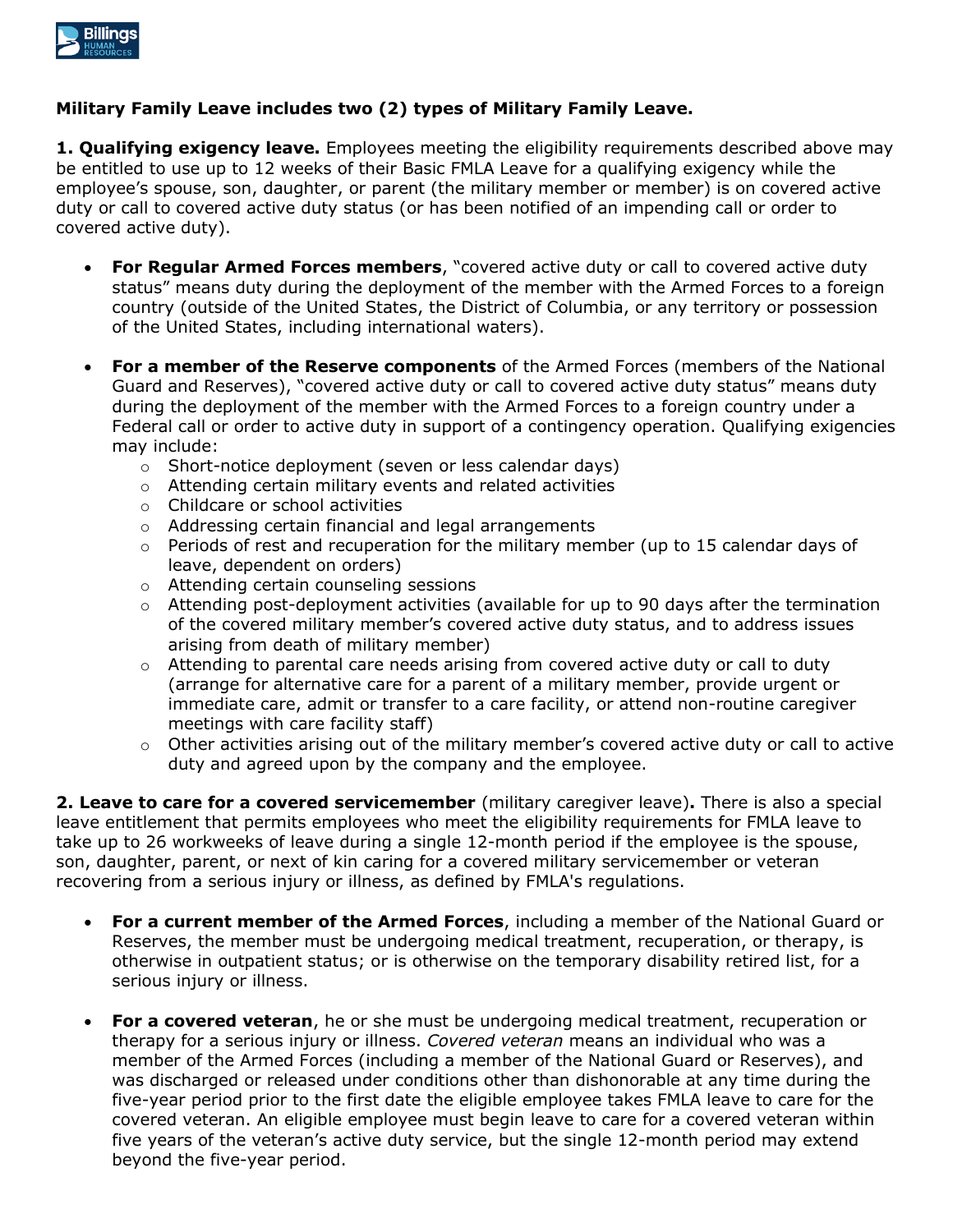**Military Family Leave includes two (2) types of Military Family Leave.**

**1. Qualifying exigency leave.** Employees meeting the eligibility requirements described above may be entitled to use up to 12 weeks of their Basic FMLA Leave for a qualifying exigency while the employee's spouse, son, daughter, or parent (the military member or member) is on covered active duty or call to covered active duty status (or has been notified of an impending call or order to covered active duty).

- **For Regular Armed Forces members**, "covered active duty or call to covered active duty status" means duty during the deployment of the member with the Armed Forces to a foreign country (outside of the United States, the District of Columbia, or any territory or possession of the United States, including international waters).
- **For a member of the Reserve components** of the Armed Forces (members of the National Guard and Reserves), "covered active duty or call to covered active duty status" means duty during the deployment of the member with the Armed Forces to a foreign country under a Federal call or order to active duty in support of a contingency operation. Qualifying exigencies may include:
  - Short-notice deployment (seven or less calendar days)
  - Attending certain military events and related activities
  - Childcare or school activities
  - Addressing certain financial and legal arrangements
  - Periods of rest and recuperation for the military member (up to 15 calendar days of leave, dependent on orders)
  - Attending certain counseling sessions
  - Attending post-deployment activities (available for up to 90 days after the termination of the covered military member's covered active duty status, and to address issues arising from death of military member)
  - Attending to parental care needs arising from covered active duty or call to duty (arrange for alternative care for a parent of a military member, provide urgent or immediate care, admit or transfer to a care facility, or attend non-routine caregiver meetings with care facility staff)
  - Other activities arising out of the military member's covered active duty or call to active duty and agreed upon by the company and the employee.

**2. Leave to care for a covered servicemember** (military caregiver leave)**.** There is also a special leave entitlement that permits employees who meet the eligibility requirements for FMLA leave to take up to 26 workweeks of leave during a single 12-month period if the employee is the spouse, son, daughter, parent, or next of kin caring for a covered military servicemember or veteran recovering from a serious injury or illness, as defined by FMLA's regulations.

- **For a current member of the Armed Forces**, including a member of the National Guard or Reserves, the member must be undergoing medical treatment, recuperation, or therapy, is otherwise in outpatient status; or is otherwise on the temporary disability retired list, for a serious injury or illness.
- **For a covered veteran**, he or she must be undergoing medical treatment, recuperation or therapy for a serious injury or illness. *Covered veteran* means an individual who was a member of the Armed Forces (including a member of the National Guard or Reserves), and was discharged or released under conditions other than dishonorable at any time during the five-year period prior to the first date the eligible employee takes FMLA leave to care for the covered veteran. An eligible employee must begin leave to care for a covered veteran within five years of the veteran's active duty service, but the single 12-month period may extend beyond the five-year period.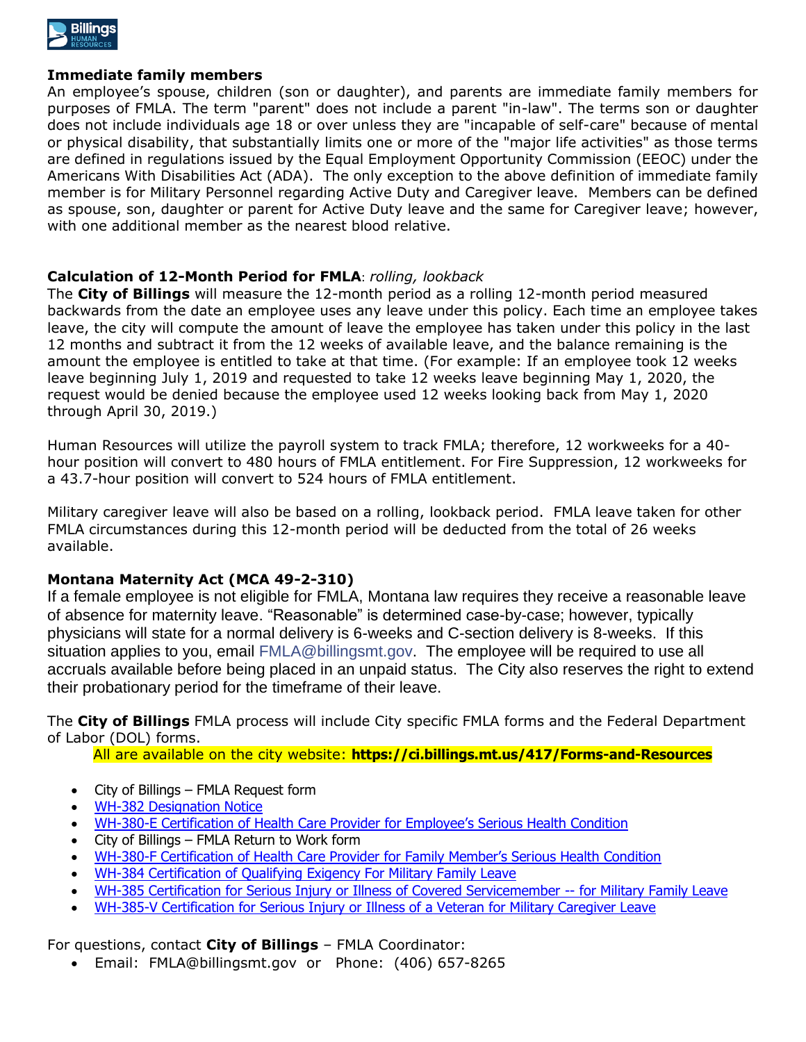**Immediate family members**

An employee's spouse, children (son or daughter), and parents are immediate family members for purposes of FMLA. The term "parent" does not include a parent "in-law". The terms son or daughter does not include individuals age 18 or over unless they are "incapable of self-care" because of mental or physical disability, that substantially limits one or more of the "major life activities" as those terms are defined in regulations issued by the Equal Employment Opportunity Commission (EEOC) under the Americans With Disabilities Act (ADA). The only exception to the above definition of immediate family member is for Military Personnel regarding Active Duty and Caregiver leave. Members can be defined as spouse, son, daughter or parent for Active Duty leave and the same for Caregiver leave; however, with one additional member as the nearest blood relative.

**Calculation of 12-Month Period for FMLA**: *rolling, lookback*

The **City of Billings** will measure the 12-month period as a rolling 12-month period measured backwards from the date an employee uses any leave under this policy. Each time an employee takes leave, the city will compute the amount of leave the employee has taken under this policy in the last 12 months and subtract it from the 12 weeks of available leave, and the balance remaining is the amount the employee is entitled to take at that time. (For example: If an employee took 12 weeks leave beginning July 1, 2019 and requested to take 12 weeks leave beginning May 1, 2020, the request would be denied because the employee used 12 weeks looking back from May 1, 2020 through April 30, 2019.)

Human Resources will utilize the payroll system to track FMLA; therefore, 12 workweeks for a 40-hour position will convert to 480 hours of FMLA entitlement. For Fire Suppression, 12 workweeks for a 43.7-hour position will convert to 524 hours of FMLA entitlement.

Military caregiver leave will also be based on a rolling, lookback period. FMLA leave taken for other FMLA circumstances during this 12-month period will be deducted from the total of 26 weeks available.

**Montana Maternity Act (MCA 49-2-310)**

If a female employee is not eligible for FMLA, Montana law requires they receive a reasonable leave of absence for maternity leave. "Reasonable" is determined case-by-case; however, typically physicians will state for a normal delivery is 6-weeks and C-section delivery is 8-weeks. If this situation applies to you, email FMLA@billingsmt.gov. The employee will be required to use all accruals available before being placed in an unpaid status. The City also reserves the right to extend their probationary period for the timeframe of their leave.

The **City of Billings** FMLA process will include City specific FMLA forms and the Federal Department of Labor (DOL) forms.

All are available on the city website: **https://ci.billings.mt.us/417/Forms-and-Resources**

- City of Billings – FMLA Request form
- WH-382 Designation Notice
- WH-380-E Certification of Health Care Provider for Employee's Serious Health Condition
- City of Billings – FMLA Return to Work form
- WH-380-F Certification of Health Care Provider for Family Member's Serious Health Condition
- WH-384 Certification of Qualifying Exigency For Military Family Leave
- WH-385 Certification for Serious Injury or Illness of Covered Servicemember -- for Military Family Leave
- WH-385-V Certification for Serious Injury or Illness of a Veteran for Military Caregiver Leave

For questions, contact **City of Billings** – FMLA Coordinator:

- Email: FMLA@billingsmt.gov or Phone: (406) 657-8265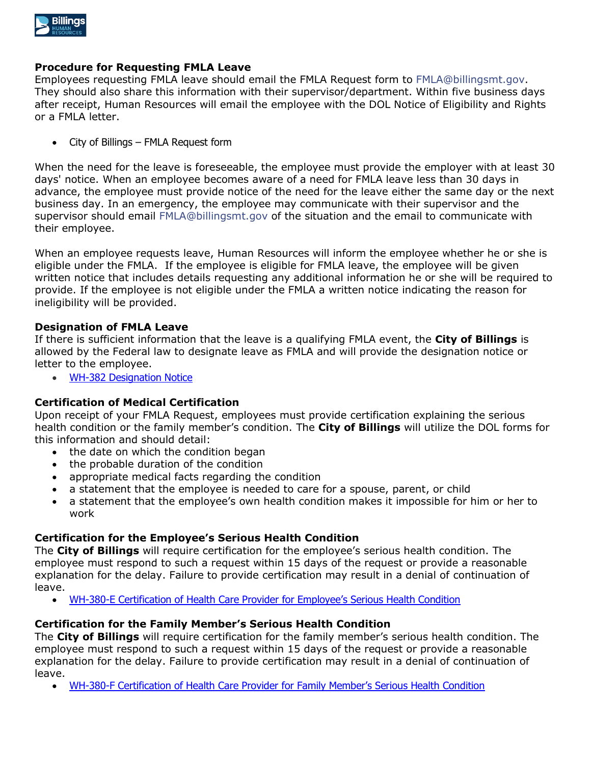### Procedure for Requesting FMLA Leave

Employees requesting FMLA leave should email the FMLA Request form to FMLA@billingsmt.gov. They should also share this information with their supervisor/department. Within five business days after receipt, Human Resources will email the employee with the DOL Notice of Eligibility and Rights or a FMLA letter.

- City of Billings – FMLA Request form

When the need for the leave is foreseeable, the employee must provide the employer with at least 30 days' notice. When an employee becomes aware of a need for FMLA leave less than 30 days in advance, the employee must provide notice of the need for the leave either the same day or the next business day. In an emergency, the employee may communicate with their supervisor and the supervisor should email FMLA@billingsmt.gov of the situation and the email to communicate with their employee.

When an employee requests leave, Human Resources will inform the employee whether he or she is eligible under the FMLA. If the employee is eligible for FMLA leave, the employee will be given written notice that includes details requesting any additional information he or she will be required to provide. If the employee is not eligible under the FMLA a written notice indicating the reason for ineligibility will be provided.

### Designation of FMLA Leave

If there is sufficient information that the leave is a qualifying FMLA event, the **City of Billings** is allowed by the Federal law to designate leave as FMLA and will provide the designation notice or letter to the employee.

- WH-382 Designation Notice

### Certification of Medical Certification

Upon receipt of your FMLA Request, employees must provide certification explaining the serious health condition or the family member's condition. The **City of Billings** will utilize the DOL forms for this information and should detail:

- the date on which the condition began
- the probable duration of the condition
- appropriate medical facts regarding the condition
- a statement that the employee is needed to care for a spouse, parent, or child
- a statement that the employee's own health condition makes it impossible for him or her to work

### Certification for the Employee's Serious Health Condition

The **City of Billings** will require certification for the employee's serious health condition. The employee must respond to such a request within 15 days of the request or provide a reasonable explanation for the delay. Failure to provide certification may result in a denial of continuation of leave.

- WH-380-E Certification of Health Care Provider for Employee's Serious Health Condition

### Certification for the Family Member's Serious Health Condition

The **City of Billings** will require certification for the family member's serious health condition. The employee must respond to such a request within 15 days of the request or provide a reasonable explanation for the delay. Failure to provide certification may result in a denial of continuation of leave.

- WH-380-F Certification of Health Care Provider for Family Member's Serious Health Condition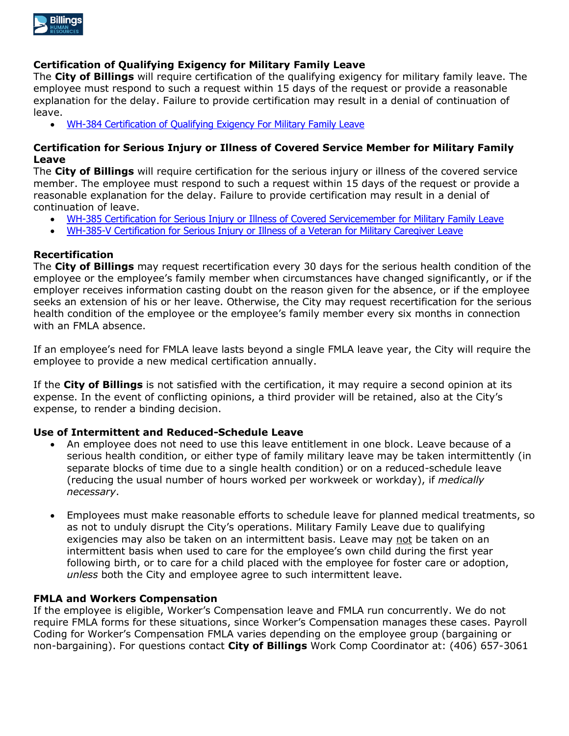### Certification of Qualifying Exigency for Military Family Leave

The **City of Billings** will require certification of the qualifying exigency for military family leave. The employee must respond to such a request within 15 days of the request or provide a reasonable explanation for the delay. Failure to provide certification may result in a denial of continuation of leave.

- WH-384 Certification of Qualifying Exigency For Military Family Leave

### Certification for Serious Injury or Illness of Covered Service Member for Military Family Leave

The **City of Billings** will require certification for the serious injury or illness of the covered service member. The employee must respond to such a request within 15 days of the request or provide a reasonable explanation for the delay. Failure to provide certification may result in a denial of continuation of leave.

- WH-385 Certification for Serious Injury or Illness of Covered Servicemember for Military Family Leave
- WH-385-V Certification for Serious Injury or Illness of a Veteran for Military Caregiver Leave

### Recertification

The **City of Billings** may request recertification every 30 days for the serious health condition of the employee or the employee's family member when circumstances have changed significantly, or if the employer receives information casting doubt on the reason given for the absence, or if the employee seeks an extension of his or her leave. Otherwise, the City may request recertification for the serious health condition of the employee or the employee's family member every six months in connection with an FMLA absence.

If an employee's need for FMLA leave lasts beyond a single FMLA leave year, the City will require the employee to provide a new medical certification annually.

If the **City of Billings** is not satisfied with the certification, it may require a second opinion at its expense. In the event of conflicting opinions, a third provider will be retained, also at the City's expense, to render a binding decision.

### Use of Intermittent and Reduced-Schedule Leave

- An employee does not need to use this leave entitlement in one block. Leave because of a serious health condition, or either type of family military leave may be taken intermittently (in separate blocks of time due to a single health condition) or on a reduced-schedule leave (reducing the usual number of hours worked per workweek or workday), if *medically necessary*.

- Employees must make reasonable efforts to schedule leave for planned medical treatments, so as not to unduly disrupt the City's operations. Military Family Leave due to qualifying exigencies may also be taken on an intermittent basis. Leave may <u>not</u> be taken on an intermittent basis when used to care for the employee's own child during the first year following birth, or to care for a child placed with the employee for foster care or adoption, *unless* both the City and employee agree to such intermittent leave.

### FMLA and Workers Compensation

If the employee is eligible, Worker's Compensation leave and FMLA run concurrently. We do not require FMLA forms for these situations, since Worker's Compensation manages these cases. Payroll Coding for Worker's Compensation FMLA varies depending on the employee group (bargaining or non-bargaining). For questions contact **City of Billings** Work Comp Coordinator at: (406) 657-3061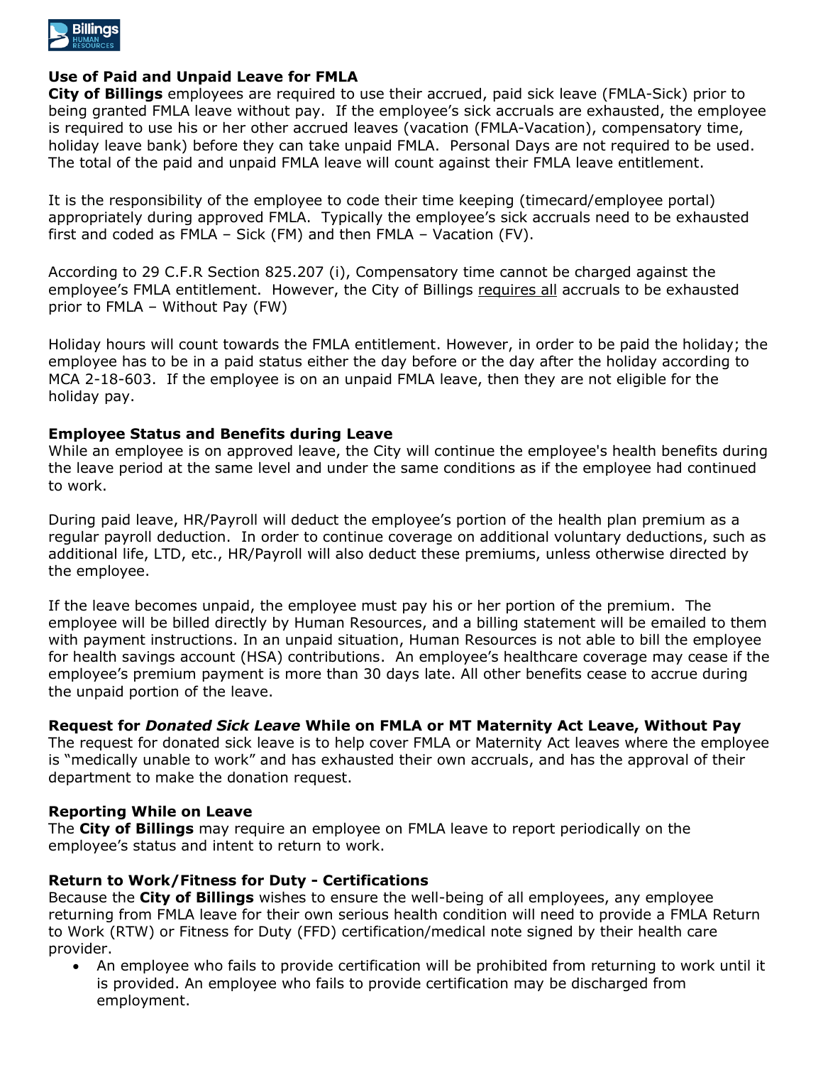### Use of Paid and Unpaid Leave for FMLA

**City of Billings** employees are required to use their accrued, paid sick leave (FMLA-Sick) prior to being granted FMLA leave without pay. If the employee's sick accruals are exhausted, the employee is required to use his or her other accrued leaves (vacation (FMLA-Vacation), compensatory time, holiday leave bank) before they can take unpaid FMLA. Personal Days are not required to be used. The total of the paid and unpaid FMLA leave will count against their FMLA leave entitlement.

It is the responsibility of the employee to code their time keeping (timecard/employee portal) appropriately during approved FMLA. Typically the employee's sick accruals need to be exhausted first and coded as FMLA – Sick (FM) and then FMLA – Vacation (FV).

According to 29 C.F.R Section 825.207 (i), Compensatory time cannot be charged against the employee's FMLA entitlement. However, the City of Billings requires all accruals to be exhausted prior to FMLA – Without Pay (FW)

Holiday hours will count towards the FMLA entitlement. However, in order to be paid the holiday; the employee has to be in a paid status either the day before or the day after the holiday according to MCA 2-18-603. If the employee is on an unpaid FMLA leave, then they are not eligible for the holiday pay.

### Employee Status and Benefits during Leave

While an employee is on approved leave, the City will continue the employee's health benefits during the leave period at the same level and under the same conditions as if the employee had continued to work.

During paid leave, HR/Payroll will deduct the employee's portion of the health plan premium as a regular payroll deduction. In order to continue coverage on additional voluntary deductions, such as additional life, LTD, etc., HR/Payroll will also deduct these premiums, unless otherwise directed by the employee.

If the leave becomes unpaid, the employee must pay his or her portion of the premium. The employee will be billed directly by Human Resources, and a billing statement will be emailed to them with payment instructions. In an unpaid situation, Human Resources is not able to bill the employee for health savings account (HSA) contributions. An employee's healthcare coverage may cease if the employee's premium payment is more than 30 days late. All other benefits cease to accrue during the unpaid portion of the leave.

### Request for *Donated Sick Leave* While on FMLA or MT Maternity Act Leave, Without Pay

The request for donated sick leave is to help cover FMLA or Maternity Act leaves where the employee is "medically unable to work" and has exhausted their own accruals, and has the approval of their department to make the donation request.

### Reporting While on Leave

The **City of Billings** may require an employee on FMLA leave to report periodically on the employee's status and intent to return to work.

### Return to Work/Fitness for Duty - Certifications

Because the **City of Billings** wishes to ensure the well-being of all employees, any employee returning from FMLA leave for their own serious health condition will need to provide a FMLA Return to Work (RTW) or Fitness for Duty (FFD) certification/medical note signed by their health care provider.

- An employee who fails to provide certification will be prohibited from returning to work until it is provided. An employee who fails to provide certification may be discharged from employment.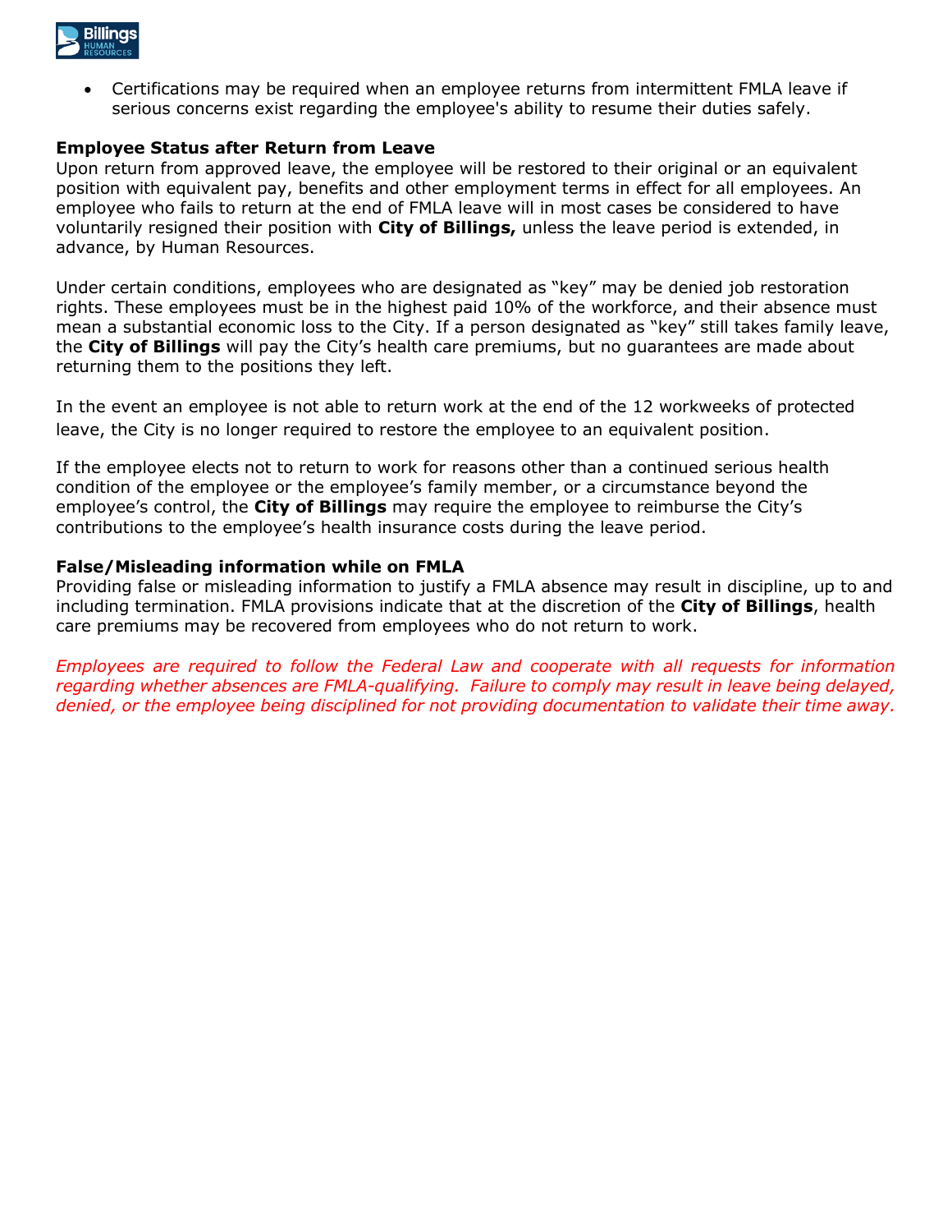- Certifications may be required when an employee returns from intermittent FMLA leave if serious concerns exist regarding the employee's ability to resume their duties safely.

**Employee Status after Return from Leave**

Upon return from approved leave, the employee will be restored to their original or an equivalent position with equivalent pay, benefits and other employment terms in effect for all employees. An employee who fails to return at the end of FMLA leave will in most cases be considered to have voluntarily resigned their position with **City of Billings,** unless the leave period is extended, in advance, by Human Resources.

Under certain conditions, employees who are designated as "key" may be denied job restoration rights. These employees must be in the highest paid 10% of the workforce, and their absence must mean a substantial economic loss to the City. If a person designated as "key" still takes family leave, the **City of Billings** will pay the City's health care premiums, but no guarantees are made about returning them to the positions they left.

In the event an employee is not able to return work at the end of the 12 workweeks of protected leave, the City is no longer required to restore the employee to an equivalent position.

If the employee elects not to return to work for reasons other than a continued serious health condition of the employee or the employee's family member, or a circumstance beyond the employee's control, the **City of Billings** may require the employee to reimburse the City's contributions to the employee's health insurance costs during the leave period.

**False/Misleading information while on FMLA**

Providing false or misleading information to justify a FMLA absence may result in discipline, up to and including termination. FMLA provisions indicate that at the discretion of the **City of Billings**, health care premiums may be recovered from employees who do not return to work.

*Employees are required to follow the Federal Law and cooperate with all requests for information regarding whether absences are FMLA-qualifying. Failure to comply may result in leave being delayed, denied, or the employee being disciplined for not providing documentation to validate their time away.*